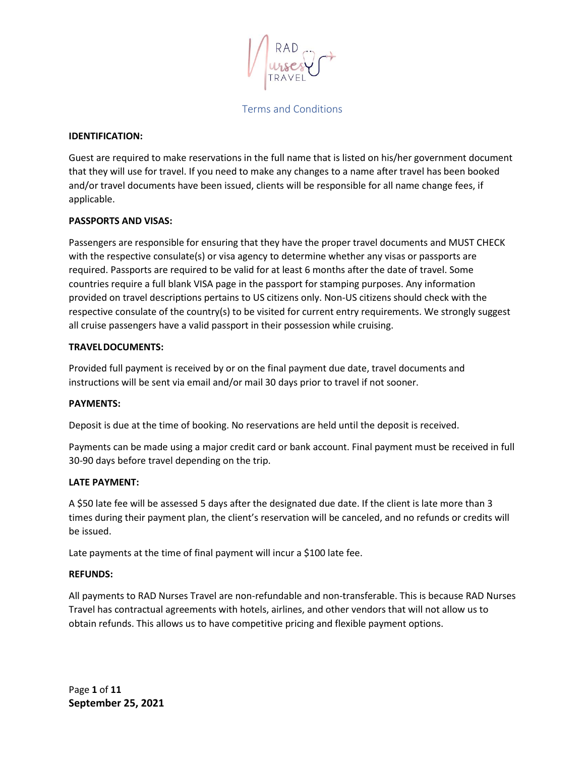# Terms and Conditions

**IDENTIFICATION:**

Guest are required to make reservations in the full name that is listed on his/her government document that they will use for travel. If you need to make any changes to a name after travel has been booked and/or travel documents have been issued, clients will be responsible for all name change fees, if applicable.

**PASSPORTS AND VISAS:**

Passengers are responsible for ensuring that they have the proper travel documents and MUST CHECK with the respective consulate(s) or visa agency to determine whether any visas or passports are required. Passports are required to be valid for at least 6 months after the date of travel. Some countries require a full blank VISA page in the passport for stamping purposes. Any information provided on travel descriptions pertains to US citizens only. Non-US citizens should check with the respective consulate of the country(s) to be visited for current entry requirements. We strongly suggest all cruise passengers have a valid passport in their possession while cruising.

**TRAVEL DOCUMENTS:**

Provided full payment is received by or on the final payment due date, travel documents and instructions will be sent via email and/or mail 30 days prior to travel if not sooner.

**PAYMENTS:**

Deposit is due at the time of booking. No reservations are held until the deposit is received.

Payments can be made using a major credit card or bank account. Final payment must be received in full 30-90 days before travel depending on the trip.

**LATE PAYMENT:**

A $50 late fee will be assessed 5 days after the designated due date. If the client is late more than 3 times during their payment plan, the client's reservation will be canceled, and no refunds or credits will be issued.

Late payments at the time of final payment will incur a $100 late fee.

**REFUNDS:**

All payments to RAD Nurses Travel are non-refundable and non-transferable. This is because RAD Nurses Travel has contractual agreements with hotels, airlines, and other vendors that will not allow us to obtain refunds. This allows us to have competitive pricing and flexible payment options.

**September 25, 2021**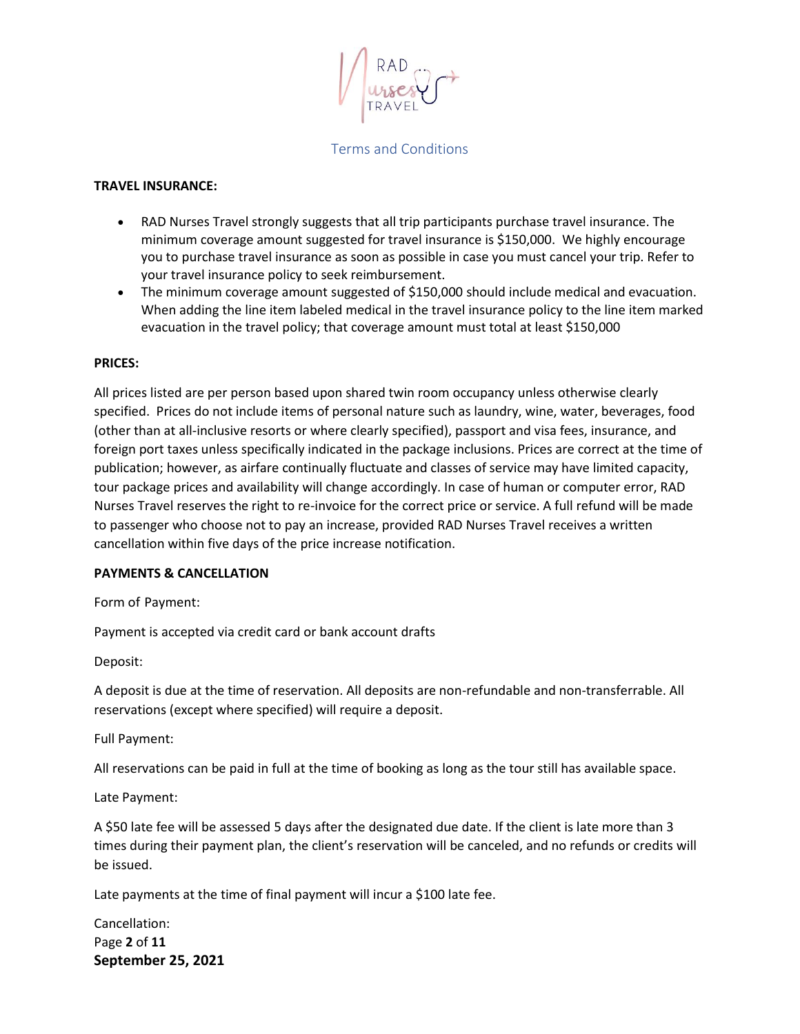Terms and Conditions

**TRAVEL INSURANCE:**

- RAD Nurses Travel strongly suggests that all trip participants purchase travel insurance. The minimum coverage amount suggested for travel insurance is $150,000. We highly encourage you to purchase travel insurance as soon as possible in case you must cancel your trip. Refer to your travel insurance policy to seek reimbursement.
- The minimum coverage amount suggested of $150,000 should include medical and evacuation. When adding the line item labeled medical in the travel insurance policy to the line item marked evacuation in the travel policy; that coverage amount must total at least $150,000

**PRICES:**

All prices listed are per person based upon shared twin room occupancy unless otherwise clearly specified. Prices do not include items of personal nature such as laundry, wine, water, beverages, food (other than at all-inclusive resorts or where clearly specified), passport and visa fees, insurance, and foreign port taxes unless specifically indicated in the package inclusions. Prices are correct at the time of publication; however, as airfare continually fluctuate and classes of service may have limited capacity, tour package prices and availability will change accordingly. In case of human or computer error, RAD Nurses Travel reserves the right to re-invoice for the correct price or service. A full refund will be made to passenger who choose not to pay an increase, provided RAD Nurses Travel receives a written cancellation within five days of the price increase notification.

**PAYMENTS & CANCELLATION**

Form of Payment:

Payment is accepted via credit card or bank account drafts

Deposit:

A deposit is due at the time of reservation. All deposits are non-refundable and non-transferrable. All reservations (except where specified) will require a deposit.

Full Payment:

All reservations can be paid in full at the time of booking as long as the tour still has available space.

Late Payment:

A $50 late fee will be assessed 5 days after the designated due date. If the client is late more than 3 times during their payment plan, the client's reservation will be canceled, and no refunds or credits will be issued.

Late payments at the time of final payment will incur a $100 late fee.

Cancellation:

**September 25, 2021**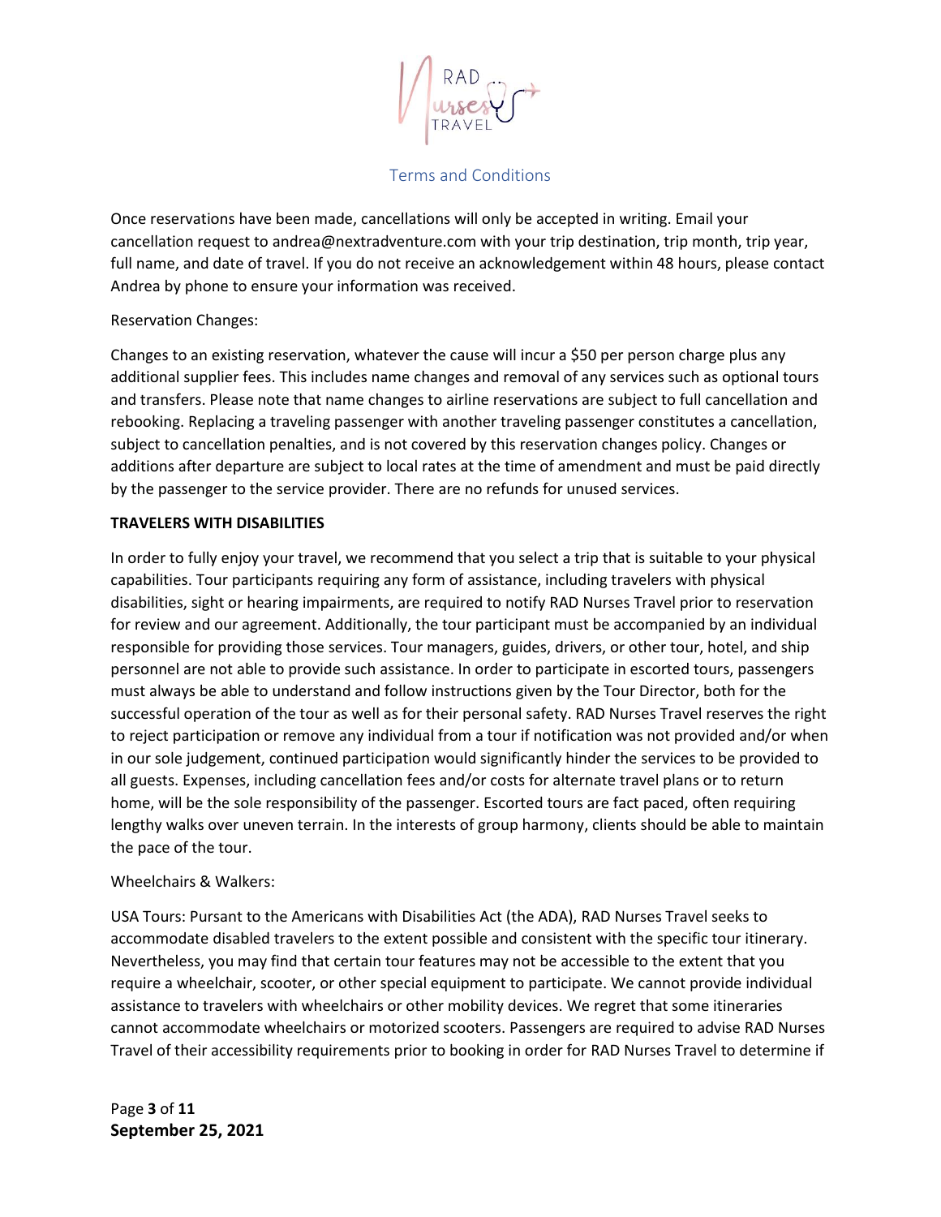Once reservations have been made, cancellations will only be accepted in writing. Email your cancellation request to andrea@nextradventure.com with your trip destination, trip month, trip year, full name, and date of travel. If you do not receive an acknowledgement within 48 hours, please contact Andrea by phone to ensure your information was received.

Reservation Changes:

Changes to an existing reservation, whatever the cause will incur a $50 per person charge plus any additional supplier fees. This includes name changes and removal of any services such as optional tours and transfers. Please note that name changes to airline reservations are subject to full cancellation and rebooking. Replacing a traveling passenger with another traveling passenger constitutes a cancellation, subject to cancellation penalties, and is not covered by this reservation changes policy. Changes or additions after departure are subject to local rates at the time of amendment and must be paid directly by the passenger to the service provider. There are no refunds for unused services.

**TRAVELERS WITH DISABILITIES**

In order to fully enjoy your travel, we recommend that you select a trip that is suitable to your physical capabilities. Tour participants requiring any form of assistance, including travelers with physical disabilities, sight or hearing impairments, are required to notify RAD Nurses Travel prior to reservation for review and our agreement. Additionally, the tour participant must be accompanied by an individual responsible for providing those services. Tour managers, guides, drivers, or other tour, hotel, and ship personnel are not able to provide such assistance. In order to participate in escorted tours, passengers must always be able to understand and follow instructions given by the Tour Director, both for the successful operation of the tour as well as for their personal safety. RAD Nurses Travel reserves the right to reject participation or remove any individual from a tour if notification was not provided and/or when in our sole judgement, continued participation would significantly hinder the services to be provided to all guests. Expenses, including cancellation fees and/or costs for alternate travel plans or to return home, will be the sole responsibility of the passenger. Escorted tours are fact paced, often requiring lengthy walks over uneven terrain. In the interests of group harmony, clients should be able to maintain the pace of the tour.

Wheelchairs & Walkers:

USA Tours: Pursant to the Americans with Disabilities Act (the ADA), RAD Nurses Travel seeks to accommodate disabled travelers to the extent possible and consistent with the specific tour itinerary. Nevertheless, you may find that certain tour features may not be accessible to the extent that you require a wheelchair, scooter, or other special equipment to participate. We cannot provide individual assistance to travelers with wheelchairs or other mobility devices. We regret that some itineraries cannot accommodate wheelchairs or motorized scooters. Passengers are required to advise RAD Nurses Travel of their accessibility requirements prior to booking in order for RAD Nurses Travel to determine if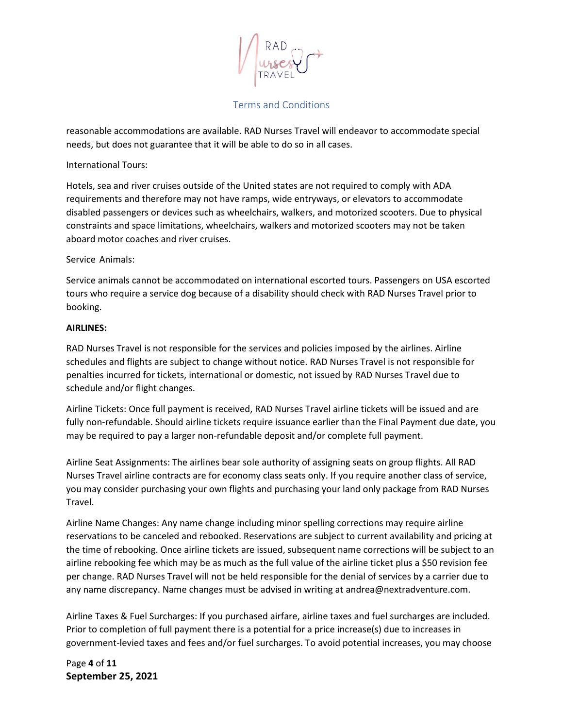reasonable accommodations are available. RAD Nurses Travel will endeavor to accommodate special needs, but does not guarantee that it will be able to do so in all cases.

International Tours:

Hotels, sea and river cruises outside of the United states are not required to comply with ADA requirements and therefore may not have ramps, wide entryways, or elevators to accommodate disabled passengers or devices such as wheelchairs, walkers, and motorized scooters. Due to physical constraints and space limitations, wheelchairs, walkers and motorized scooters may not be taken aboard motor coaches and river cruises.

Service Animals:

Service animals cannot be accommodated on international escorted tours. Passengers on USA escorted tours who require a service dog because of a disability should check with RAD Nurses Travel prior to booking.

**AIRLINES:**

RAD Nurses Travel is not responsible for the services and policies imposed by the airlines. Airline schedules and flights are subject to change without notice. RAD Nurses Travel is not responsible for penalties incurred for tickets, international or domestic, not issued by RAD Nurses Travel due to schedule and/or flight changes.

Airline Tickets: Once full payment is received, RAD Nurses Travel airline tickets will be issued and are fully non-refundable. Should airline tickets require issuance earlier than the Final Payment due date, you may be required to pay a larger non-refundable deposit and/or complete full payment.

Airline Seat Assignments: The airlines bear sole authority of assigning seats on group flights. All RAD Nurses Travel airline contracts are for economy class seats only. If you require another class of service, you may consider purchasing your own flights and purchasing your land only package from RAD Nurses Travel.

Airline Name Changes: Any name change including minor spelling corrections may require airline reservations to be canceled and rebooked. Reservations are subject to current availability and pricing at the time of rebooking. Once airline tickets are issued, subsequent name corrections will be subject to an airline rebooking fee which may be as much as the full value of the airline ticket plus a $50 revision fee per change. RAD Nurses Travel will not be held responsible for the denial of services by a carrier due to any name discrepancy. Name changes must be advised in writing at andrea@nextradventure.com.

Airline Taxes & Fuel Surcharges: If you purchased airfare, airline taxes and fuel surcharges are included. Prior to completion of full payment there is a potential for a price increase(s) due to increases in government-levied taxes and fees and/or fuel surcharges. To avoid potential increases, you may choose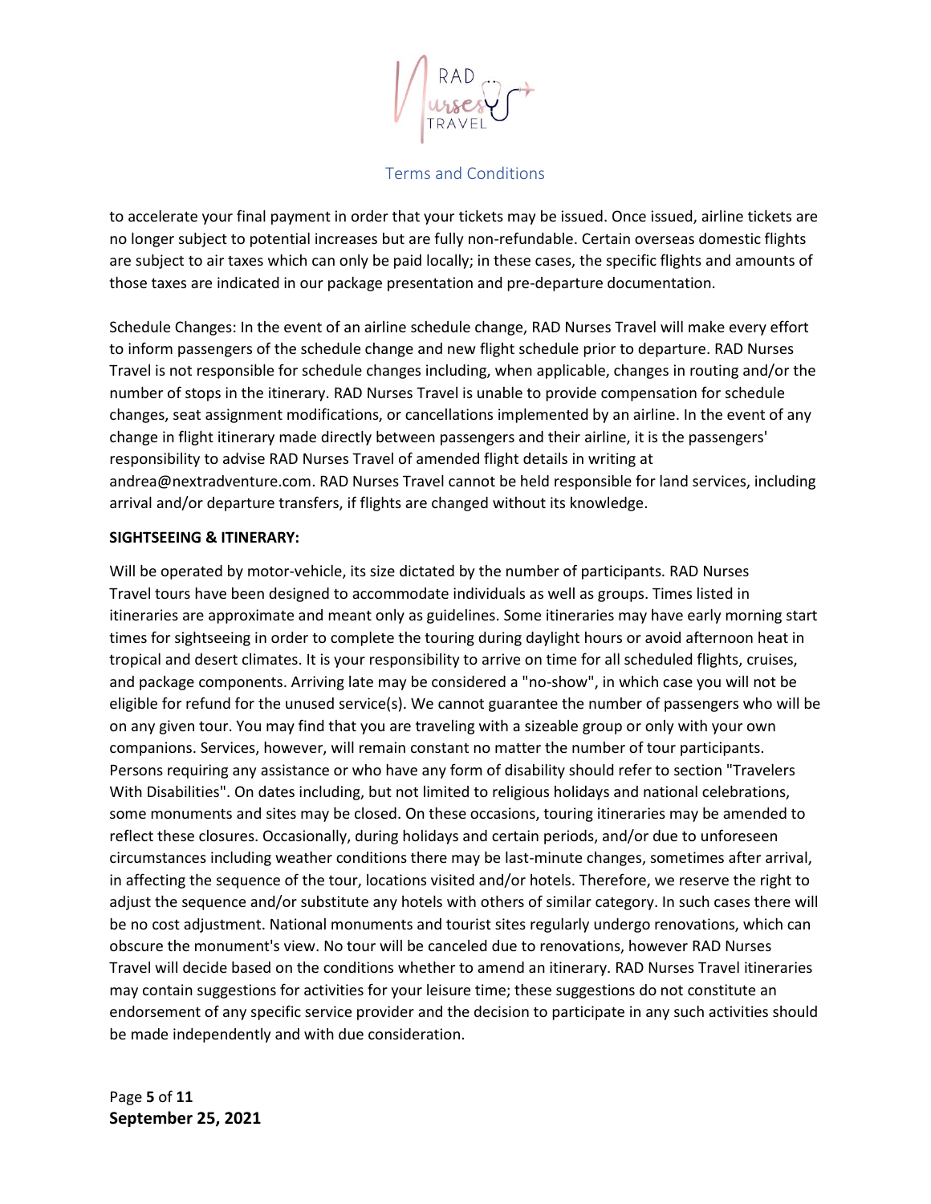to accelerate your final payment in order that your tickets may be issued. Once issued, airline tickets are no longer subject to potential increases but are fully non-refundable. Certain overseas domestic flights are subject to air taxes which can only be paid locally; in these cases, the specific flights and amounts of those taxes are indicated in our package presentation and pre-departure documentation.

Schedule Changes: In the event of an airline schedule change, RAD Nurses Travel will make every effort to inform passengers of the schedule change and new flight schedule prior to departure. RAD Nurses Travel is not responsible for schedule changes including, when applicable, changes in routing and/or the number of stops in the itinerary. RAD Nurses Travel is unable to provide compensation for schedule changes, seat assignment modifications, or cancellations implemented by an airline. In the event of any change in flight itinerary made directly between passengers and their airline, it is the passengers' responsibility to advise RAD Nurses Travel of amended flight details in writing at andrea@nextradventure.com. RAD Nurses Travel cannot be held responsible for land services, including arrival and/or departure transfers, if flights are changed without its knowledge.

**SIGHTSEEING & ITINERARY:**

Will be operated by motor-vehicle, its size dictated by the number of participants. RAD Nurses Travel tours have been designed to accommodate individuals as well as groups. Times listed in itineraries are approximate and meant only as guidelines. Some itineraries may have early morning start times for sightseeing in order to complete the touring during daylight hours or avoid afternoon heat in tropical and desert climates. It is your responsibility to arrive on time for all scheduled flights, cruises, and package components. Arriving late may be considered a "no-show", in which case you will not be eligible for refund for the unused service(s). We cannot guarantee the number of passengers who will be on any given tour. You may find that you are traveling with a sizeable group or only with your own companions. Services, however, will remain constant no matter the number of tour participants. Persons requiring any assistance or who have any form of disability should refer to section "Travelers With Disabilities". On dates including, but not limited to religious holidays and national celebrations, some monuments and sites may be closed. On these occasions, touring itineraries may be amended to reflect these closures. Occasionally, during holidays and certain periods, and/or due to unforeseen circumstances including weather conditions there may be last-minute changes, sometimes after arrival, in affecting the sequence of the tour, locations visited and/or hotels. Therefore, we reserve the right to adjust the sequence and/or substitute any hotels with others of similar category. In such cases there will be no cost adjustment. National monuments and tourist sites regularly undergo renovations, which can obscure the monument's view. No tour will be canceled due to renovations, however RAD Nurses Travel will decide based on the conditions whether to amend an itinerary. RAD Nurses Travel itineraries may contain suggestions for activities for your leisure time; these suggestions do not constitute an endorsement of any specific service provider and the decision to participate in any such activities should be made independently and with due consideration.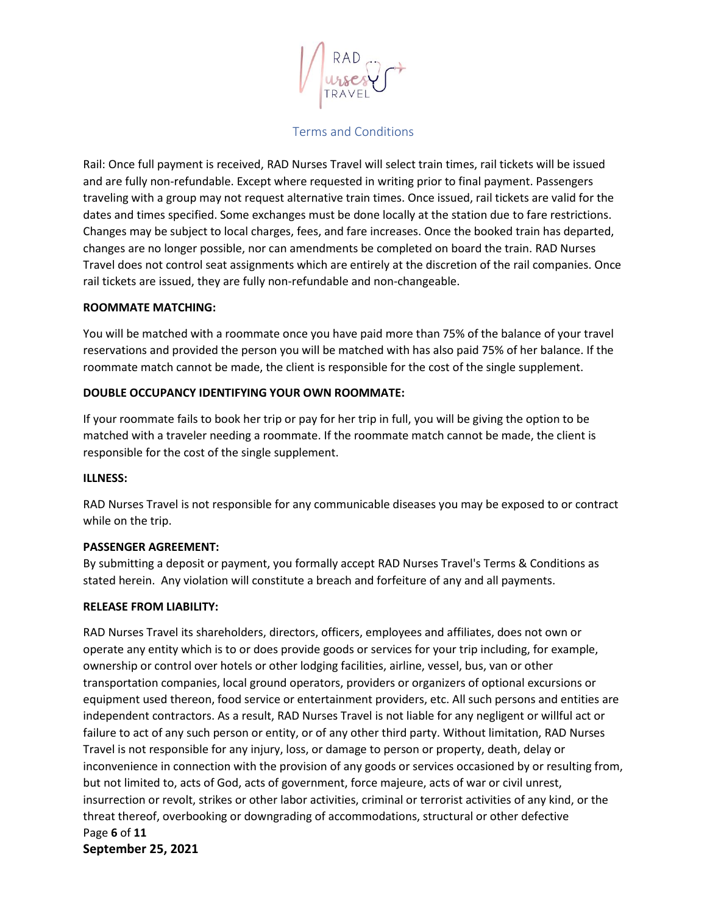Rail: Once full payment is received, RAD Nurses Travel will select train times, rail tickets will be issued and are fully non-refundable. Except where requested in writing prior to final payment. Passengers traveling with a group may not request alternative train times. Once issued, rail tickets are valid for the dates and times specified. Some exchanges must be done locally at the station due to fare restrictions. Changes may be subject to local charges, fees, and fare increases. Once the booked train has departed, changes are no longer possible, nor can amendments be completed on board the train. RAD Nurses Travel does not control seat assignments which are entirely at the discretion of the rail companies. Once rail tickets are issued, they are fully non-refundable and non-changeable.

**ROOMMATE MATCHING:**

You will be matched with a roommate once you have paid more than 75% of the balance of your travel reservations and provided the person you will be matched with has also paid 75% of her balance. If the roommate match cannot be made, the client is responsible for the cost of the single supplement.

**DOUBLE OCCUPANCY IDENTIFYING YOUR OWN ROOMMATE:**

If your roommate fails to book her trip or pay for her trip in full, you will be giving the option to be matched with a traveler needing a roommate. If the roommate match cannot be made, the client is responsible for the cost of the single supplement.

**ILLNESS:**

RAD Nurses Travel is not responsible for any communicable diseases you may be exposed to or contract while on the trip.

**PASSENGER AGREEMENT:**

By submitting a deposit or payment, you formally accept RAD Nurses Travel's Terms & Conditions as stated herein. Any violation will constitute a breach and forfeiture of any and all payments.

**RELEASE FROM LIABILITY:**

RAD Nurses Travel its shareholders, directors, officers, employees and affiliates, does not own or operate any entity which is to or does provide goods or services for your trip including, for example, ownership or control over hotels or other lodging facilities, airline, vessel, bus, van or other transportation companies, local ground operators, providers or organizers of optional excursions or equipment used thereon, food service or entertainment providers, etc. All such persons and entities are independent contractors. As a result, RAD Nurses Travel is not liable for any negligent or willful act or failure to act of any such person or entity, or of any other third party. Without limitation, RAD Nurses Travel is not responsible for any injury, loss, or damage to person or property, death, delay or inconvenience in connection with the provision of any goods or services occasioned by or resulting from, but not limited to, acts of God, acts of government, force majeure, acts of war or civil unrest, insurrection or revolt, strikes or other labor activities, criminal or terrorist activities of any kind, or the threat thereof, overbooking or downgrading of accommodations, structural or other defective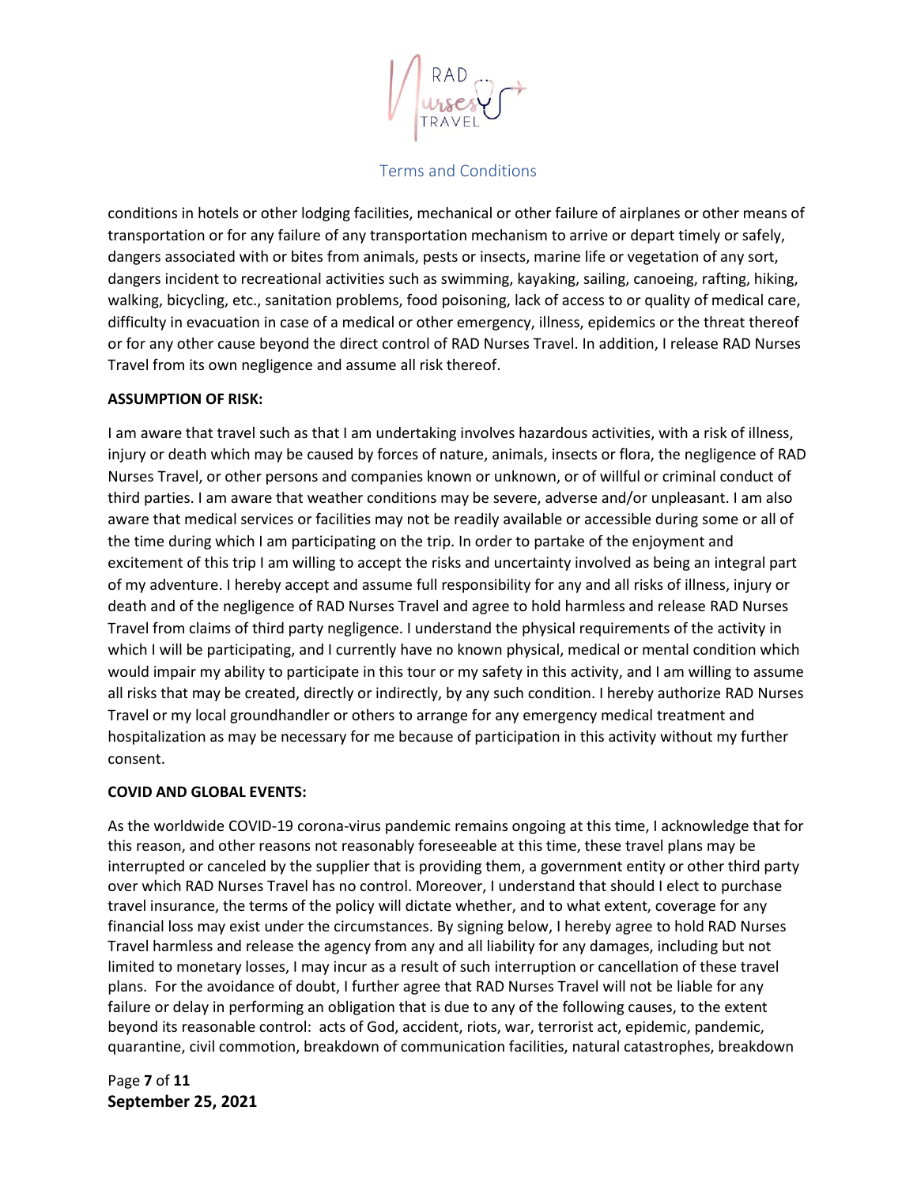conditions in hotels or other lodging facilities, mechanical or other failure of airplanes or other means of transportation or for any failure of any transportation mechanism to arrive or depart timely or safely, dangers associated with or bites from animals, pests or insects, marine life or vegetation of any sort, dangers incident to recreational activities such as swimming, kayaking, sailing, canoeing, rafting, hiking, walking, bicycling, etc., sanitation problems, food poisoning, lack of access to or quality of medical care, difficulty in evacuation in case of a medical or other emergency, illness, epidemics or the threat thereof or for any other cause beyond the direct control of RAD Nurses Travel. In addition, I release RAD Nurses Travel from its own negligence and assume all risk thereof.

**ASSUMPTION OF RISK:**

I am aware that travel such as that I am undertaking involves hazardous activities, with a risk of illness, injury or death which may be caused by forces of nature, animals, insects or flora, the negligence of RAD Nurses Travel, or other persons and companies known or unknown, or of willful or criminal conduct of third parties. I am aware that weather conditions may be severe, adverse and/or unpleasant. I am also aware that medical services or facilities may not be readily available or accessible during some or all of the time during which I am participating on the trip. In order to partake of the enjoyment and excitement of this trip I am willing to accept the risks and uncertainty involved as being an integral part of my adventure. I hereby accept and assume full responsibility for any and all risks of illness, injury or death and of the negligence of RAD Nurses Travel and agree to hold harmless and release RAD Nurses Travel from claims of third party negligence. I understand the physical requirements of the activity in which I will be participating, and I currently have no known physical, medical or mental condition which would impair my ability to participate in this tour or my safety in this activity, and I am willing to assume all risks that may be created, directly or indirectly, by any such condition. I hereby authorize RAD Nurses Travel or my local groundhandler or others to arrange for any emergency medical treatment and hospitalization as may be necessary for me because of participation in this activity without my further consent.

**COVID AND GLOBAL EVENTS:**

As the worldwide COVID-19 corona-virus pandemic remains ongoing at this time, I acknowledge that for this reason, and other reasons not reasonably foreseeable at this time, these travel plans may be interrupted or canceled by the supplier that is providing them, a government entity or other third party over which RAD Nurses Travel has no control. Moreover, I understand that should I elect to purchase travel insurance, the terms of the policy will dictate whether, and to what extent, coverage for any financial loss may exist under the circumstances. By signing below, I hereby agree to hold RAD Nurses Travel harmless and release the agency from any and all liability for any damages, including but not limited to monetary losses, I may incur as a result of such interruption or cancellation of these travel plans. For the avoidance of doubt, I further agree that RAD Nurses Travel will not be liable for any failure or delay in performing an obligation that is due to any of the following causes, to the extent beyond its reasonable control: acts of God, accident, riots, war, terrorist act, epidemic, pandemic, quarantine, civil commotion, breakdown of communication facilities, natural catastrophes, breakdown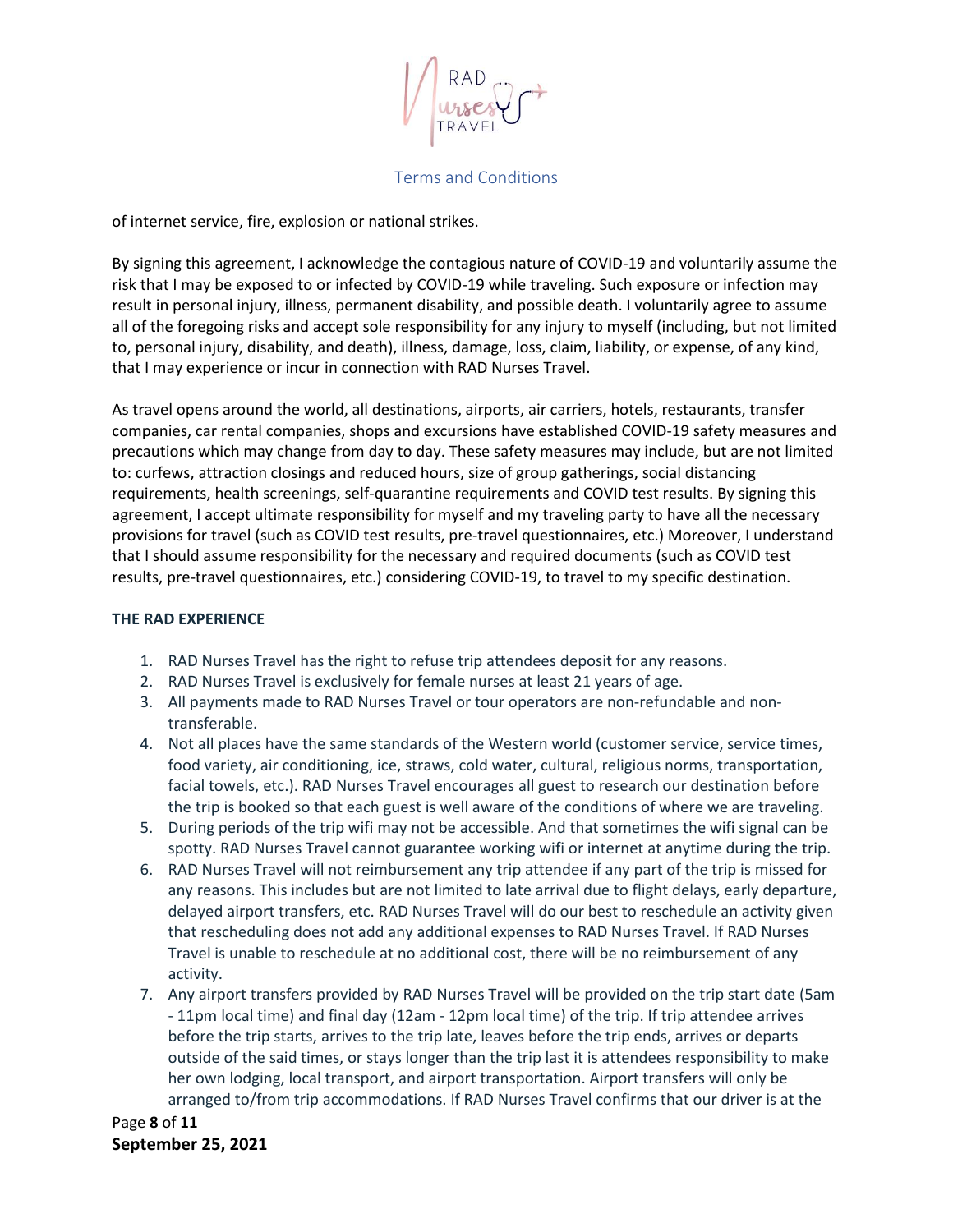of internet service, fire, explosion or national strikes.

By signing this agreement, I acknowledge the contagious nature of COVID-19 and voluntarily assume the risk that I may be exposed to or infected by COVID-19 while traveling. Such exposure or infection may result in personal injury, illness, permanent disability, and possible death. I voluntarily agree to assume all of the foregoing risks and accept sole responsibility for any injury to myself (including, but not limited to, personal injury, disability, and death), illness, damage, loss, claim, liability, or expense, of any kind, that I may experience or incur in connection with RAD Nurses Travel.

As travel opens around the world, all destinations, airports, air carriers, hotels, restaurants, transfer companies, car rental companies, shops and excursions have established COVID-19 safety measures and precautions which may change from day to day. These safety measures may include, but are not limited to: curfews, attraction closings and reduced hours, size of group gatherings, social distancing requirements, health screenings, self-quarantine requirements and COVID test results. By signing this agreement, I accept ultimate responsibility for myself and my traveling party to have all the necessary provisions for travel (such as COVID test results, pre-travel questionnaires, etc.) Moreover, I understand that I should assume responsibility for the necessary and required documents (such as COVID test results, pre-travel questionnaires, etc.) considering COVID-19, to travel to my specific destination.

**THE RAD EXPERIENCE**

1. RAD Nurses Travel has the right to refuse trip attendees deposit for any reasons.
2. RAD Nurses Travel is exclusively for female nurses at least 21 years of age.
3. All payments made to RAD Nurses Travel or tour operators are non-refundable and non-transferable.
4. Not all places have the same standards of the Western world (customer service, service times, food variety, air conditioning, ice, straws, cold water, cultural, religious norms, transportation, facial towels, etc.). RAD Nurses Travel encourages all guest to research our destination before the trip is booked so that each guest is well aware of the conditions of where we are traveling.
5. During periods of the trip wifi may not be accessible. And that sometimes the wifi signal can be spotty. RAD Nurses Travel cannot guarantee working wifi or internet at anytime during the trip.
6. RAD Nurses Travel will not reimbursement any trip attendee if any part of the trip is missed for any reasons. This includes but are not limited to late arrival due to flight delays, early departure, delayed airport transfers, etc. RAD Nurses Travel will do our best to reschedule an activity given that rescheduling does not add any additional expenses to RAD Nurses Travel. If RAD Nurses Travel is unable to reschedule at no additional cost, there will be no reimbursement of any activity.
7. Any airport transfers provided by RAD Nurses Travel will be provided on the trip start date (5am - 11pm local time) and final day (12am - 12pm local time) of the trip. If trip attendee arrives before the trip starts, arrives to the trip late, leaves before the trip ends, arrives or departs outside of the said times, or stays longer than the trip last it is attendees responsibility to make her own lodging, local transport, and airport transportation. Airport transfers will only be arranged to/from trip accommodations. If RAD Nurses Travel confirms that our driver is at the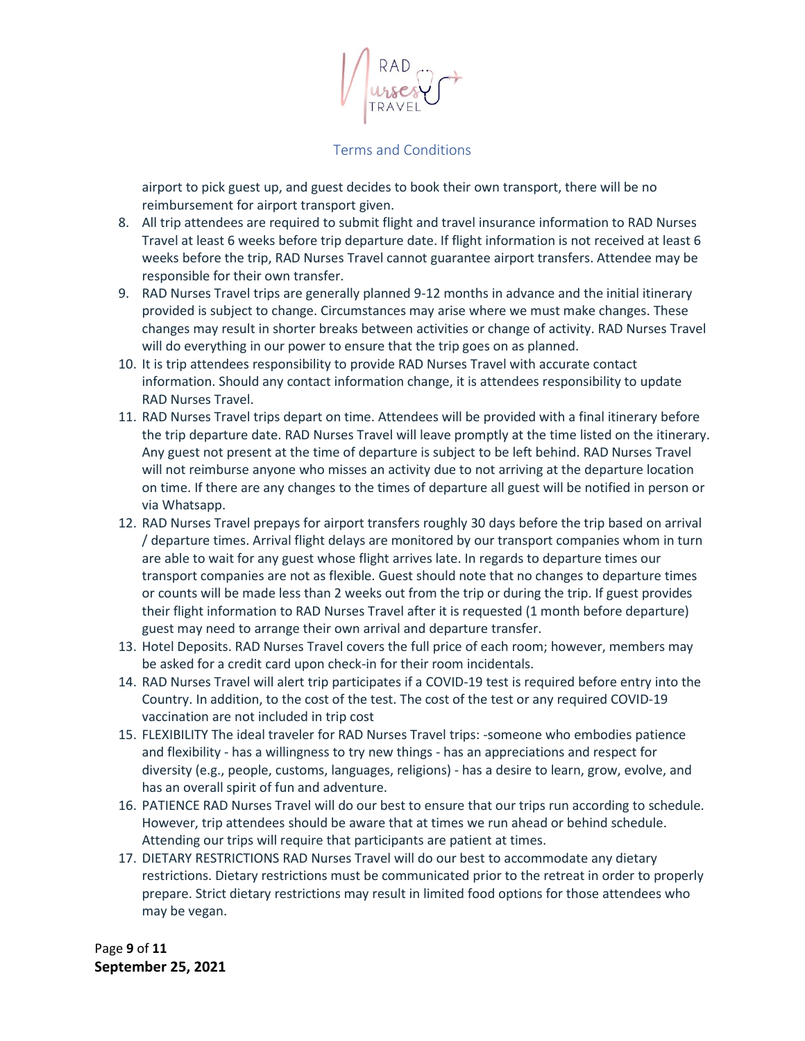airport to pick guest up, and guest decides to book their own transport, there will be no reimbursement for airport transport given.

8. All trip attendees are required to submit flight and travel insurance information to RAD Nurses Travel at least 6 weeks before trip departure date. If flight information is not received at least 6 weeks before the trip, RAD Nurses Travel cannot guarantee airport transfers. Attendee may be responsible for their own transfer.
9. RAD Nurses Travel trips are generally planned 9-12 months in advance and the initial itinerary provided is subject to change. Circumstances may arise where we must make changes. These changes may result in shorter breaks between activities or change of activity. RAD Nurses Travel will do everything in our power to ensure that the trip goes on as planned.
10. It is trip attendees responsibility to provide RAD Nurses Travel with accurate contact information. Should any contact information change, it is attendees responsibility to update RAD Nurses Travel.
11. RAD Nurses Travel trips depart on time. Attendees will be provided with a final itinerary before the trip departure date. RAD Nurses Travel will leave promptly at the time listed on the itinerary. Any guest not present at the time of departure is subject to be left behind. RAD Nurses Travel will not reimburse anyone who misses an activity due to not arriving at the departure location on time. If there are any changes to the times of departure all guest will be notified in person or via Whatsapp.
12. RAD Nurses Travel prepays for airport transfers roughly 30 days before the trip based on arrival / departure times. Arrival flight delays are monitored by our transport companies whom in turn are able to wait for any guest whose flight arrives late. In regards to departure times our transport companies are not as flexible. Guest should note that no changes to departure times or counts will be made less than 2 weeks out from the trip or during the trip. If guest provides their flight information to RAD Nurses Travel after it is requested (1 month before departure) guest may need to arrange their own arrival and departure transfer.
13. Hotel Deposits. RAD Nurses Travel covers the full price of each room; however, members may be asked for a credit card upon check-in for their room incidentals.
14. RAD Nurses Travel will alert trip participates if a COVID-19 test is required before entry into the Country. In addition, to the cost of the test. The cost of the test or any required COVID-19 vaccination are not included in trip cost
15. FLEXIBILITY The ideal traveler for RAD Nurses Travel trips: -someone who embodies patience and flexibility - has a willingness to try new things - has an appreciations and respect for diversity (e.g., people, customs, languages, religions) - has a desire to learn, grow, evolve, and has an overall spirit of fun and adventure.
16. PATIENCE RAD Nurses Travel will do our best to ensure that our trips run according to schedule. However, trip attendees should be aware that at times we run ahead or behind schedule. Attending our trips will require that participants are patient at times.
17. DIETARY RESTRICTIONS RAD Nurses Travel will do our best to accommodate any dietary restrictions. Dietary restrictions must be communicated prior to the retreat in order to properly prepare. Strict dietary restrictions may result in limited food options for those attendees who may be vegan.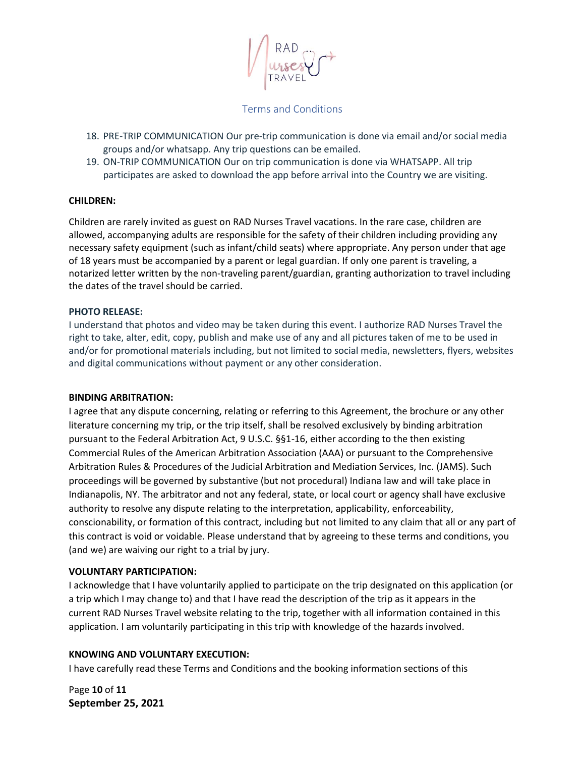18. PRE-TRIP COMMUNICATION Our pre-trip communication is done via email and/or social media groups and/or whatsapp. Any trip questions can be emailed.
19. ON-TRIP COMMUNICATION Our on trip communication is done via WHATSAPP. All trip participates are asked to download the app before arrival into the Country we are visiting.

**CHILDREN:**

Children are rarely invited as guest on RAD Nurses Travel vacations. In the rare case, children are allowed, accompanying adults are responsible for the safety of their children including providing any necessary safety equipment (such as infant/child seats) where appropriate. Any person under that age of 18 years must be accompanied by a parent or legal guardian. If only one parent is traveling, a notarized letter written by the non-traveling parent/guardian, granting authorization to travel including the dates of the travel should be carried.

**PHOTO RELEASE:**

I understand that photos and video may be taken during this event. I authorize RAD Nurses Travel the right to take, alter, edit, copy, publish and make use of any and all pictures taken of me to be used in and/or for promotional materials including, but not limited to social media, newsletters, flyers, websites and digital communications without payment or any other consideration.

**BINDING ARBITRATION:**

I agree that any dispute concerning, relating or referring to this Agreement, the brochure or any other literature concerning my trip, or the trip itself, shall be resolved exclusively by binding arbitration pursuant to the Federal Arbitration Act, 9 U.S.C. §§1-16, either according to the then existing Commercial Rules of the American Arbitration Association (AAA) or pursuant to the Comprehensive Arbitration Rules & Procedures of the Judicial Arbitration and Mediation Services, Inc. (JAMS). Such proceedings will be governed by substantive (but not procedural) Indiana law and will take place in Indianapolis, NY. The arbitrator and not any federal, state, or local court or agency shall have exclusive authority to resolve any dispute relating to the interpretation, applicability, enforceability, conscionability, or formation of this contract, including but not limited to any claim that all or any part of this contract is void or voidable. Please understand that by agreeing to these terms and conditions, you (and we) are waiving our right to a trial by jury.

**VOLUNTARY PARTICIPATION:**

I acknowledge that I have voluntarily applied to participate on the trip designated on this application (or a trip which I may change to) and that I have read the description of the trip as it appears in the current RAD Nurses Travel website relating to the trip, together with all information contained in this application. I am voluntarily participating in this trip with knowledge of the hazards involved.

**KNOWING AND VOLUNTARY EXECUTION:**

I have carefully read these Terms and Conditions and the booking information sections of this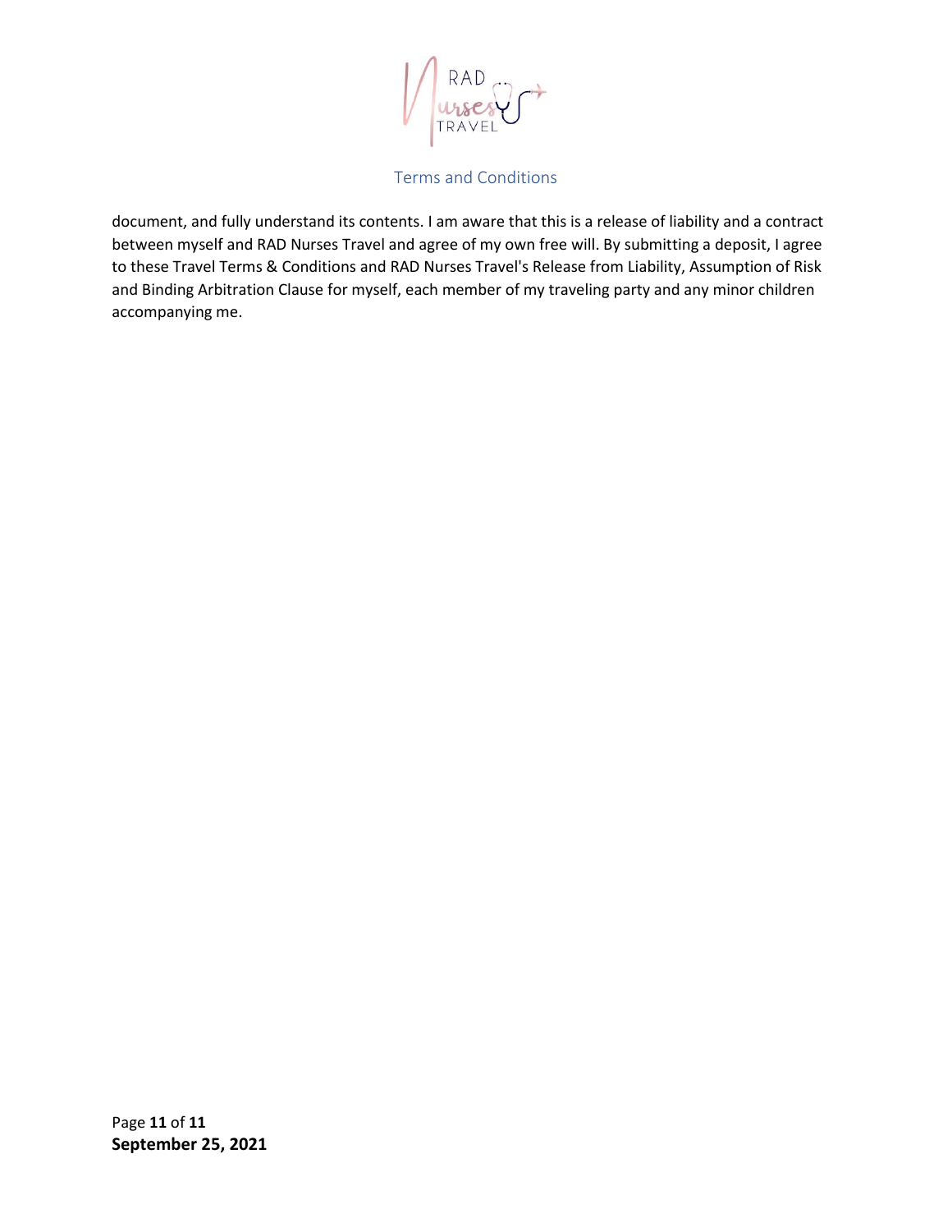document, and fully understand its contents. I am aware that this is a release of liability and a contract between myself and RAD Nurses Travel and agree of my own free will. By submitting a deposit, I agree to these Travel Terms & Conditions and RAD Nurses Travel's Release from Liability, Assumption of Risk and Binding Arbitration Clause for myself, each member of my traveling party and any minor children accompanying me.